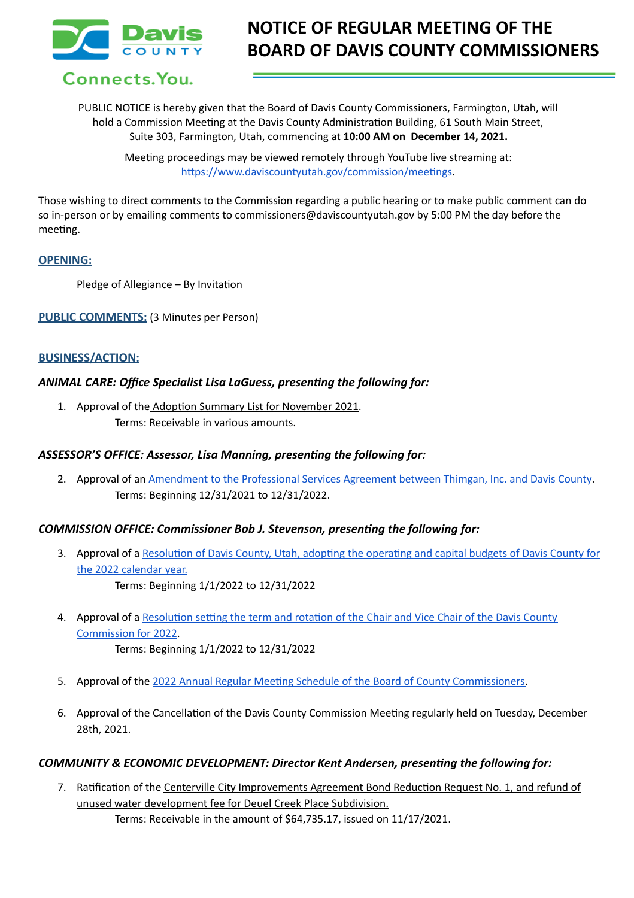Davis COUNTY

Connects.You.

# NOTICE OF REGULAR MEETING OF THE BOARD OF DAVIS COUNTY COMMISSIONERS

PUBLIC NOTICE is hereby given that the Board of Davis County Commissioners, Farmington, Utah, will hold a Commission Meeting at the Davis County Administration Building, 61 South Main Street, Suite 303, Farmington, Utah, commencing at **10:00 AM on December 14, 2021.**

Meeting proceedings may be viewed remotely through YouTube live streaming at: [https://www.daviscountyutah.gov/commission/meetings](https://www.daviscountyutah.gov/commission/meetings).

Those wishing to direct comments to the Commission regarding a public hearing or to make public comment can do so in-person or by emailing comments to commissioners@daviscountyutah.gov by 5:00 PM the day before the meeting.

## OPENING:

Pledge of Allegiance – By Invitation

## PUBLIC COMMENTS: (3 Minutes per Person)

## BUSINESS/ACTION:

### *ANIMAL CARE: Office Specialist Lisa LaGuess, presenting the following for:*

1. Approval of the Adoption Summary List for November 2021.
   Terms: Receivable in various amounts.

### *ASSESSOR'S OFFICE: Assessor, Lisa Manning, presenting the following for:*

2. Approval of an Amendment to the Professional Services Agreement between Thimgan, Inc. and Davis County.
   Terms: Beginning 12/31/2021 to 12/31/2022.

### *COMMISSION OFFICE: Commissioner Bob J. Stevenson, presenting the following for:*

3. Approval of a Resolution of Davis County, Utah, adopting the operating and capital budgets of Davis County for the 2022 calendar year.
   Terms: Beginning 1/1/2022 to 12/31/2022

4. Approval of a Resolution setting the term and rotation of the Chair and Vice Chair of the Davis County Commission for 2022.
   Terms: Beginning 1/1/2022 to 12/31/2022

5. Approval of the 2022 Annual Regular Meeting Schedule of the Board of County Commissioners.

6. Approval of the Cancellation of the Davis County Commission Meeting regularly held on Tuesday, December 28th, 2021.

### *COMMUNITY & ECONOMIC DEVELOPMENT: Director Kent Andersen, presenting the following for:*

7. Ratification of the Centerville City Improvements Agreement Bond Reduction Request No. 1, and refund of unused water development fee for Deuel Creek Place Subdivision.
   Terms: Receivable in the amount of $64,735.17, issued on 11/17/2021.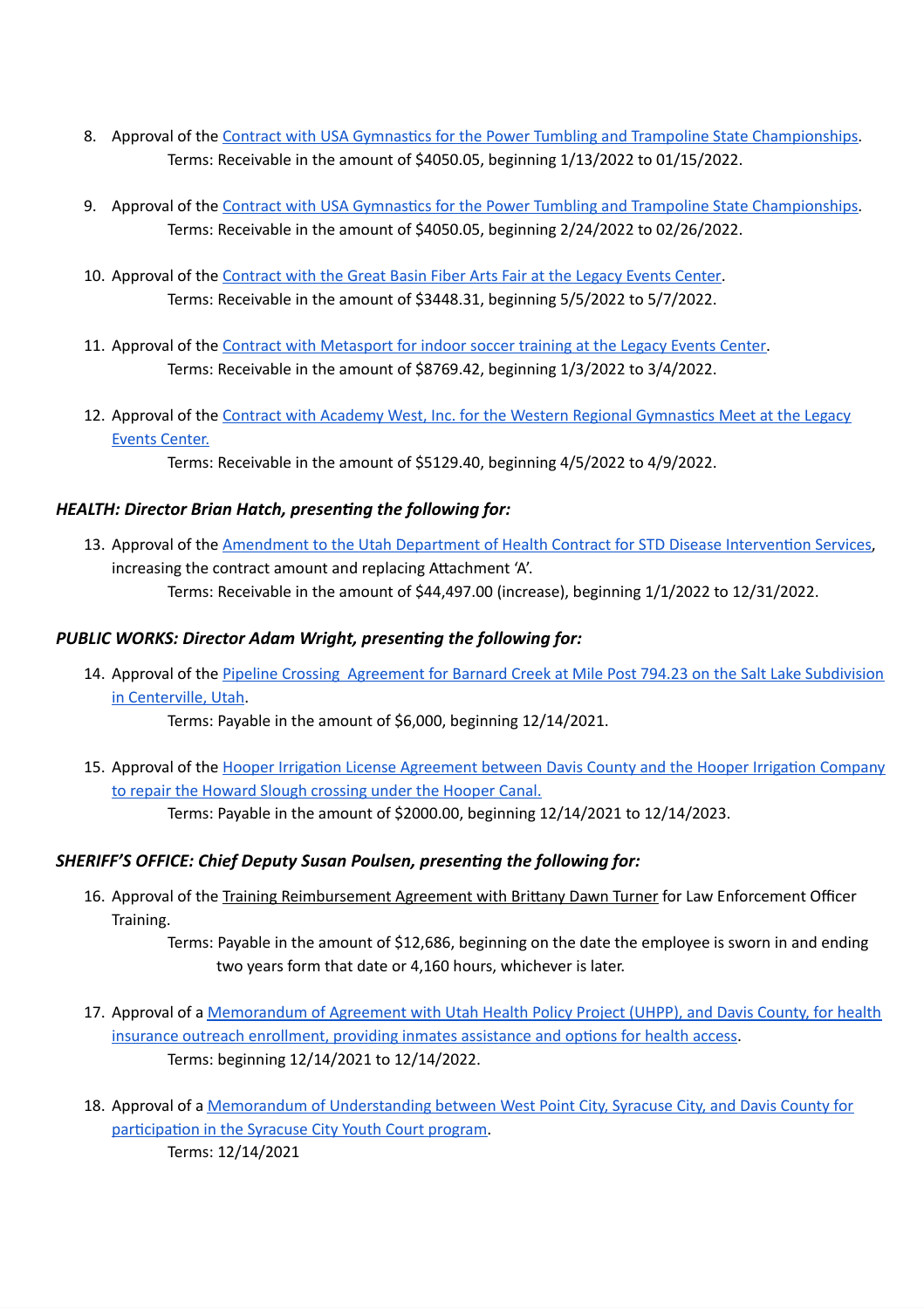8. Approval of the Contract with USA Gymnastics for the Power Tumbling and Trampoline State Championships.
   Terms: Receivable in the amount of $4050.05, beginning 1/13/2022 to 01/15/2022.

9. Approval of the Contract with USA Gymnastics for the Power Tumbling and Trampoline State Championships.
   Terms: Receivable in the amount of $4050.05, beginning 2/24/2022 to 02/26/2022.

10. Approval of the Contract with the Great Basin Fiber Arts Fair at the Legacy Events Center.
    Terms: Receivable in the amount of $3448.31, beginning 5/5/2022 to 5/7/2022.

11. Approval of the Contract with Metasport for indoor soccer training at the Legacy Events Center.
    Terms: Receivable in the amount of $8769.42, beginning 1/3/2022 to 3/4/2022.

12. Approval of the Contract with Academy West, Inc. for the Western Regional Gymnastics Meet at the Legacy Events Center.
    Terms: Receivable in the amount of $5129.40, beginning 4/5/2022 to 4/9/2022.

***HEALTH: Director Brian Hatch, presenting the following for:***

13. Approval of the Amendment to the Utah Department of Health Contract for STD Disease Intervention Services, increasing the contract amount and replacing Attachment 'A'.
    Terms: Receivable in the amount of $44,497.00 (increase), beginning 1/1/2022 to 12/31/2022.

***PUBLIC WORKS: Director Adam Wright, presenting the following for:***

14. Approval of the Pipeline Crossing Agreement for Barnard Creek at Mile Post 794.23 on the Salt Lake Subdivision in Centerville, Utah.
    Terms: Payable in the amount of $6,000, beginning 12/14/2021.

15. Approval of the Hooper Irrigation License Agreement between Davis County and the Hooper Irrigation Company to repair the Howard Slough crossing under the Hooper Canal.
    Terms: Payable in the amount of $2000.00, beginning 12/14/2021 to 12/14/2023.

***SHERIFF'S OFFICE: Chief Deputy Susan Poulsen, presenting the following for:***

16. Approval of the Training Reimbursement Agreement with Brittany Dawn Turner for Law Enforcement Officer Training.
    Terms: Payable in the amount of $12,686, beginning on the date the employee is sworn in and ending two years form that date or 4,160 hours, whichever is later.

17. Approval of a Memorandum of Agreement with Utah Health Policy Project (UHPP), and Davis County, for health insurance outreach enrollment, providing inmates assistance and options for health access.
    Terms: beginning 12/14/2021 to 12/14/2022.

18. Approval of a Memorandum of Understanding between West Point City, Syracuse City, and Davis County for participation in the Syracuse City Youth Court program.
    Terms: 12/14/2021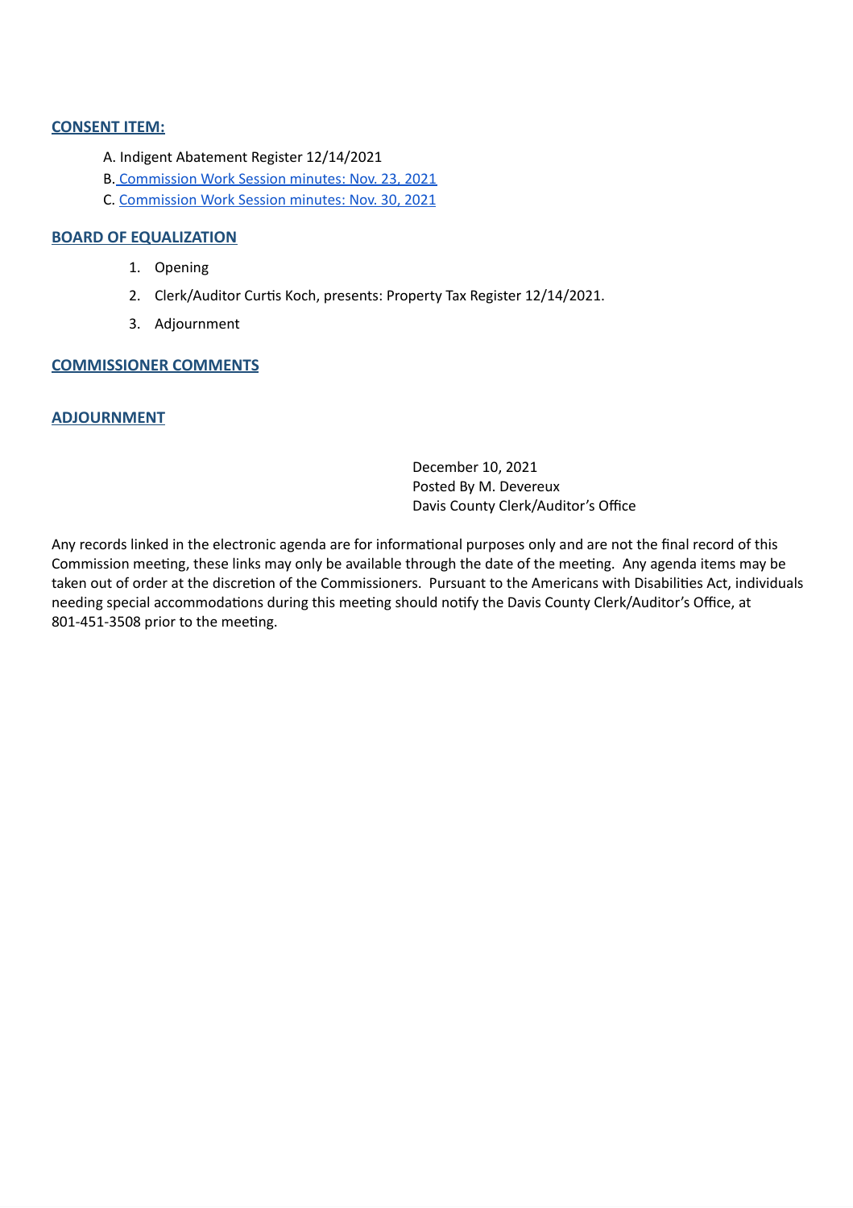## CONSENT ITEM:

A. Indigent Abatement Register 12/14/2021

B. Commission Work Session minutes: Nov. 23, 2021

C. Commission Work Session minutes: Nov. 30, 2021

## BOARD OF EQUALIZATION

1. Opening
2. Clerk/Auditor Curtis Koch, presents: Property Tax Register 12/14/2021.
3. Adjournment

## COMMISSIONER COMMENTS

## ADJOURNMENT

December 10, 2021
Posted By M. Devereux
Davis County Clerk/Auditor's Office

Any records linked in the electronic agenda are for informational purposes only and are not the final record of this Commission meeting, these links may only be available through the date of the meeting. Any agenda items may be taken out of order at the discretion of the Commissioners. Pursuant to the Americans with Disabilities Act, individuals needing special accommodations during this meeting should notify the Davis County Clerk/Auditor's Office, at 801-451-3508 prior to the meeting.